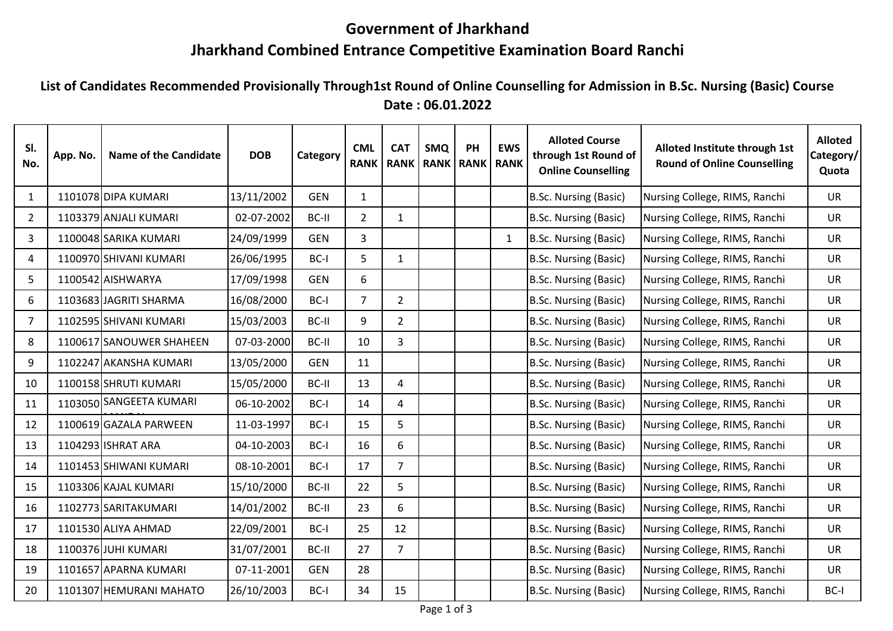# Government of Jharkhand

# Jharkhand Combined Entrance Competitive Examination Board Ranchi

## List of Candidates Recommended Provisionally Through1st Round of Online Counselling for Admission in B.Sc. Nursing (Basic) Course

## Date : 06.01.2022

| Sl. No. | App. No. | Name of the Candidate | DOB | Category | CML RANK | CAT RANK | SMQ RANK | PH RANK | EWS RANK | Alloted Course through 1st Round of Online Counselling | Alloted Institute through 1st Round of Online Counselling | Alloted Category/ Quota |
|---|---|---|---|---|---|---|---|---|---|---|---|---|
| 1 | 1101078 | DIPA KUMARI | 13/11/2002 | GEN | 1 | | | | | B.Sc. Nursing (Basic) | Nursing College, RIMS, Ranchi | UR |
| 2 | 1103379 | ANJALI KUMARI | 02-07-2002 | BC-II | 2 | 1 | | | | B.Sc. Nursing (Basic) | Nursing College, RIMS, Ranchi | UR |
| 3 | 1100048 | SARIKA KUMARI | 24/09/1999 | GEN | 3 | | | | 1 | B.Sc. Nursing (Basic) | Nursing College, RIMS, Ranchi | UR |
| 4 | 1100970 | SHIVANI KUMARI | 26/06/1995 | BC-I | 5 | 1 | | | | B.Sc. Nursing (Basic) | Nursing College, RIMS, Ranchi | UR |
| 5 | 1100542 | AISHWARYA | 17/09/1998 | GEN | 6 | | | | | B.Sc. Nursing (Basic) | Nursing College, RIMS, Ranchi | UR |
| 6 | 1103683 | JAGRITI SHARMA | 16/08/2000 | BC-I | 7 | 2 | | | | B.Sc. Nursing (Basic) | Nursing College, RIMS, Ranchi | UR |
| 7 | 1102595 | SHIVANI KUMARI | 15/03/2003 | BC-II | 9 | 2 | | | | B.Sc. Nursing (Basic) | Nursing College, RIMS, Ranchi | UR |
| 8 | 1100617 | SANOUWER SHAHEEN | 07-03-2000 | BC-II | 10 | 3 | | | | B.Sc. Nursing (Basic) | Nursing College, RIMS, Ranchi | UR |
| 9 | 1102247 | AKANSHA KUMARI | 13/05/2000 | GEN | 11 | | | | | B.Sc. Nursing (Basic) | Nursing College, RIMS, Ranchi | UR |
| 10 | 1100158 | SHRUTI KUMARI | 15/05/2000 | BC-II | 13 | 4 | | | | B.Sc. Nursing (Basic) | Nursing College, RIMS, Ranchi | UR |
| 11 | 1103050 | SANGEETA KUMARI MANDAL | 06-10-2002 | BC-I | 14 | 4 | | | | B.Sc. Nursing (Basic) | Nursing College, RIMS, Ranchi | UR |
| 12 | 1100619 | GAZALA PARWEEN | 11-03-1997 | BC-I | 15 | 5 | | | | B.Sc. Nursing (Basic) | Nursing College, RIMS, Ranchi | UR |
| 13 | 1104293 | ISHRAT ARA | 04-10-2003 | BC-I | 16 | 6 | | | | B.Sc. Nursing (Basic) | Nursing College, RIMS, Ranchi | UR |
| 14 | 1101453 | SHIWANI KUMARI | 08-10-2001 | BC-I | 17 | 7 | | | | B.Sc. Nursing (Basic) | Nursing College, RIMS, Ranchi | UR |
| 15 | 1103306 | KAJAL KUMARI | 15/10/2000 | BC-II | 22 | 5 | | | | B.Sc. Nursing (Basic) | Nursing College, RIMS, Ranchi | UR |
| 16 | 1102773 | SARITAKUMARI | 14/01/2002 | BC-II | 23 | 6 | | | | B.Sc. Nursing (Basic) | Nursing College, RIMS, Ranchi | UR |
| 17 | 1101530 | ALIYA AHMAD | 22/09/2001 | BC-I | 25 | 12 | | | | B.Sc. Nursing (Basic) | Nursing College, RIMS, Ranchi | UR |
| 18 | 1100376 | JUHI KUMARI | 31/07/2001 | BC-II | 27 | 7 | | | | B.Sc. Nursing (Basic) | Nursing College, RIMS, Ranchi | UR |
| 19 | 1101657 | APARNA KUMARI | 07-11-2001 | GEN | 28 | | | | | B.Sc. Nursing (Basic) | Nursing College, RIMS, Ranchi | UR |
| 20 | 1101307 | HEMURANI MAHATO | 26/10/2003 | BC-I | 34 | 15 | | | | B.Sc. Nursing (Basic) | Nursing College, RIMS, Ranchi | BC-I |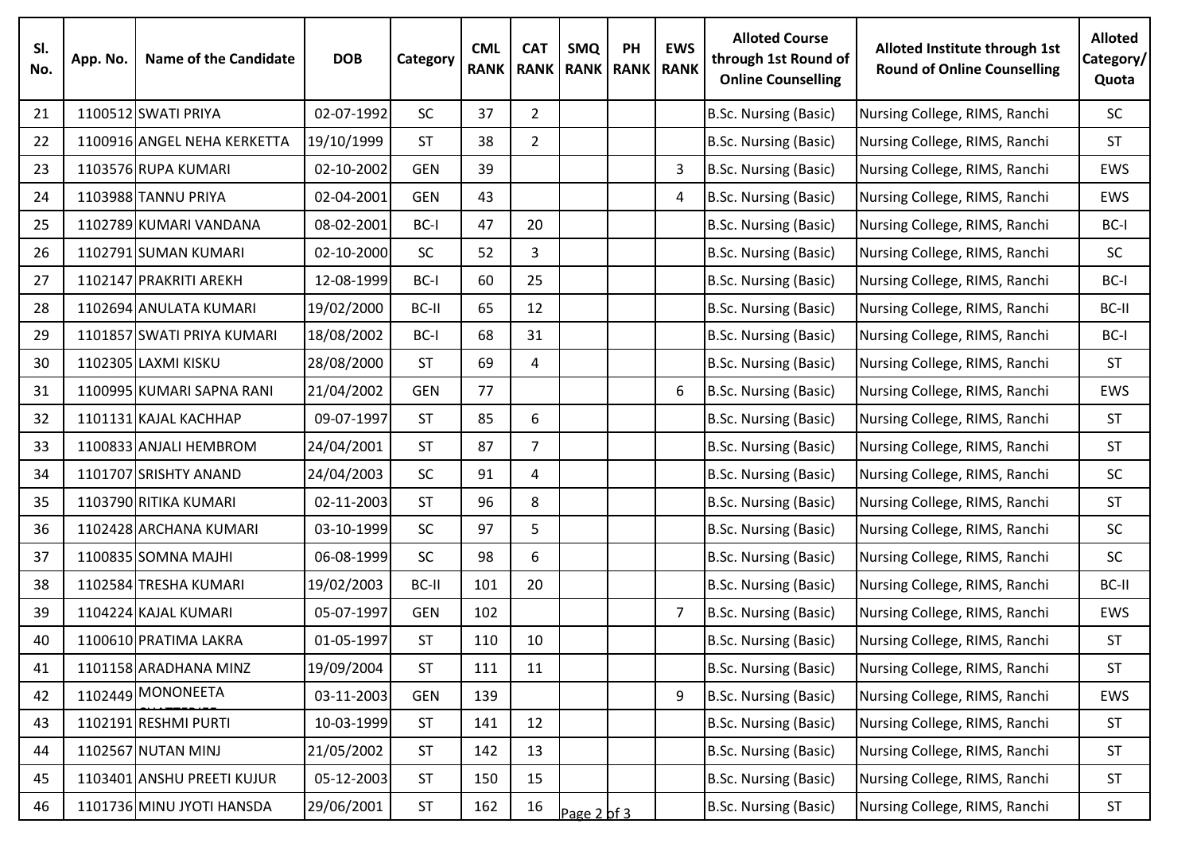| Sl. No. | App. No. | Name of the Candidate | DOB | Category | CML RANK | CAT RANK | SMQ RANK | PH RANK | EWS RANK | Alloted Course through 1st Round of Online Counselling | Alloted Institute through 1st Round of Online Counselling | Alloted Category/ Quota |
|---|---|---|---|---|---|---|---|---|---|---|---|---|
| 21 | 1100512 | SWATI PRIYA | 02-07-1992 | SC | 37 | 2 | | | | B.Sc. Nursing (Basic) | Nursing College, RIMS, Ranchi | SC |
| 22 | 1100916 | ANGEL NEHA KERKETTA | 19/10/1999 | ST | 38 | 2 | | | | B.Sc. Nursing (Basic) | Nursing College, RIMS, Ranchi | ST |
| 23 | 1103576 | RUPA KUMARI | 02-10-2002 | GEN | 39 | | | | 3 | B.Sc. Nursing (Basic) | Nursing College, RIMS, Ranchi | EWS |
| 24 | 1103988 | TANNU PRIYA | 02-04-2001 | GEN | 43 | | | | 4 | B.Sc. Nursing (Basic) | Nursing College, RIMS, Ranchi | EWS |
| 25 | 1102789 | KUMARI VANDANA | 08-02-2001 | BC-I | 47 | 20 | | | | B.Sc. Nursing (Basic) | Nursing College, RIMS, Ranchi | BC-I |
| 26 | 1102791 | SUMAN KUMARI | 02-10-2000 | SC | 52 | 3 | | | | B.Sc. Nursing (Basic) | Nursing College, RIMS, Ranchi | SC |
| 27 | 1102147 | PRAKRITI AREKH | 12-08-1999 | BC-I | 60 | 25 | | | | B.Sc. Nursing (Basic) | Nursing College, RIMS, Ranchi | BC-I |
| 28 | 1102694 | ANULATA KUMARI | 19/02/2000 | BC-II | 65 | 12 | | | | B.Sc. Nursing (Basic) | Nursing College, RIMS, Ranchi | BC-II |
| 29 | 1101857 | SWATI PRIYA KUMARI | 18/08/2002 | BC-I | 68 | 31 | | | | B.Sc. Nursing (Basic) | Nursing College, RIMS, Ranchi | BC-I |
| 30 | 1102305 | LAXMI KISKU | 28/08/2000 | ST | 69 | 4 | | | | B.Sc. Nursing (Basic) | Nursing College, RIMS, Ranchi | ST |
| 31 | 1100995 | KUMARI SAPNA RANI | 21/04/2002 | GEN | 77 | | | | 6 | B.Sc. Nursing (Basic) | Nursing College, RIMS, Ranchi | EWS |
| 32 | 1101131 | KAJAL KACHHAP | 09-07-1997 | ST | 85 | 6 | | | | B.Sc. Nursing (Basic) | Nursing College, RIMS, Ranchi | ST |
| 33 | 1100833 | ANJALI HEMBROM | 24/04/2001 | ST | 87 | 7 | | | | B.Sc. Nursing (Basic) | Nursing College, RIMS, Ranchi | ST |
| 34 | 1101707 | SRISHTY ANAND | 24/04/2003 | SC | 91 | 4 | | | | B.Sc. Nursing (Basic) | Nursing College, RIMS, Ranchi | SC |
| 35 | 1103790 | RITIKA KUMARI | 02-11-2003 | ST | 96 | 8 | | | | B.Sc. Nursing (Basic) | Nursing College, RIMS, Ranchi | ST |
| 36 | 1102428 | ARCHANA KUMARI | 03-10-1999 | SC | 97 | 5 | | | | B.Sc. Nursing (Basic) | Nursing College, RIMS, Ranchi | SC |
| 37 | 1100835 | SOMNA MAJHI | 06-08-1999 | SC | 98 | 6 | | | | B.Sc. Nursing (Basic) | Nursing College, RIMS, Ranchi | SC |
| 38 | 1102584 | TRESHA KUMARI | 19/02/2003 | BC-II | 101 | 20 | | | | B.Sc. Nursing (Basic) | Nursing College, RIMS, Ranchi | BC-II |
| 39 | 1104224 | KAJAL KUMARI | 05-07-1997 | GEN | 102 | | | | 7 | B.Sc. Nursing (Basic) | Nursing College, RIMS, Ranchi | EWS |
| 40 | 1100610 | PRATIMA LAKRA | 01-05-1997 | ST | 110 | 10 | | | | B.Sc. Nursing (Basic) | Nursing College, RIMS, Ranchi | ST |
| 41 | 1101158 | ARADHANA MINZ | 19/09/2004 | ST | 111 | 11 | | | | B.Sc. Nursing (Basic) | Nursing College, RIMS, Ranchi | ST |
| 42 | 1102449 | MONONEETA CHATTERJEE | 03-11-2003 | GEN | 139 | | | | 9 | B.Sc. Nursing (Basic) | Nursing College, RIMS, Ranchi | EWS |
| 43 | 1102191 | RESHMI PURTI | 10-03-1999 | ST | 141 | 12 | | | | B.Sc. Nursing (Basic) | Nursing College, RIMS, Ranchi | ST |
| 44 | 1102567 | NUTAN MINJ | 21/05/2002 | ST | 142 | 13 | | | | B.Sc. Nursing (Basic) | Nursing College, RIMS, Ranchi | ST |
| 45 | 1103401 | ANSHU PREETI KUJUR | 05-12-2003 | ST | 150 | 15 | | | | B.Sc. Nursing (Basic) | Nursing College, RIMS, Ranchi | ST |
| 46 | 1101736 | MINU JYOTI HANSDA | 29/06/2001 | ST | 162 | 16 | | | | B.Sc. Nursing (Basic) | Nursing College, RIMS, Ranchi | ST |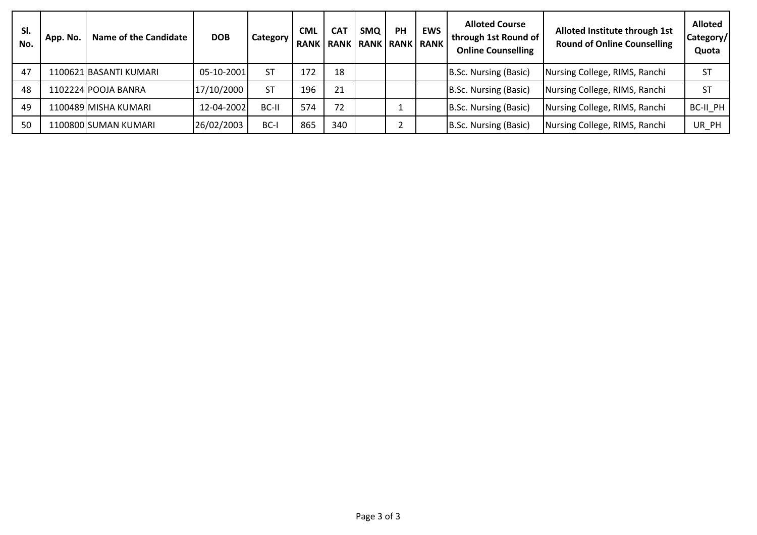| Sl. No. | App. No. | Name of the Candidate | DOB | Category | CML RANK | CAT RANK | SMQ RANK | PH RANK | EWS RANK | Alloted Course through 1st Round of Online Counselling | Alloted Institute through 1st Round of Online Counselling | Alloted Category/ Quota |
|---|---|---|---|---|---|---|---|---|---|---|---|---|
| 47 | 1100621 | BASANTI KUMARI | 05-10-2001 | ST | 172 | 18 | | | | B.Sc. Nursing (Basic) | Nursing College, RIMS, Ranchi | ST |
| 48 | 1102224 | POOJA BANRA | 17/10/2000 | ST | 196 | 21 | | | | B.Sc. Nursing (Basic) | Nursing College, RIMS, Ranchi | ST |
| 49 | 1100489 | MISHA KUMARI | 12-04-2002 | BC-II | 574 | 72 | | 1 | | B.Sc. Nursing (Basic) | Nursing College, RIMS, Ranchi | BC-II_PH |
| 50 | 1100800 | SUMAN KUMARI | 26/02/2003 | BC-I | 865 | 340 | | 2 | | B.Sc. Nursing (Basic) | Nursing College, RIMS, Ranchi | UR_PH |